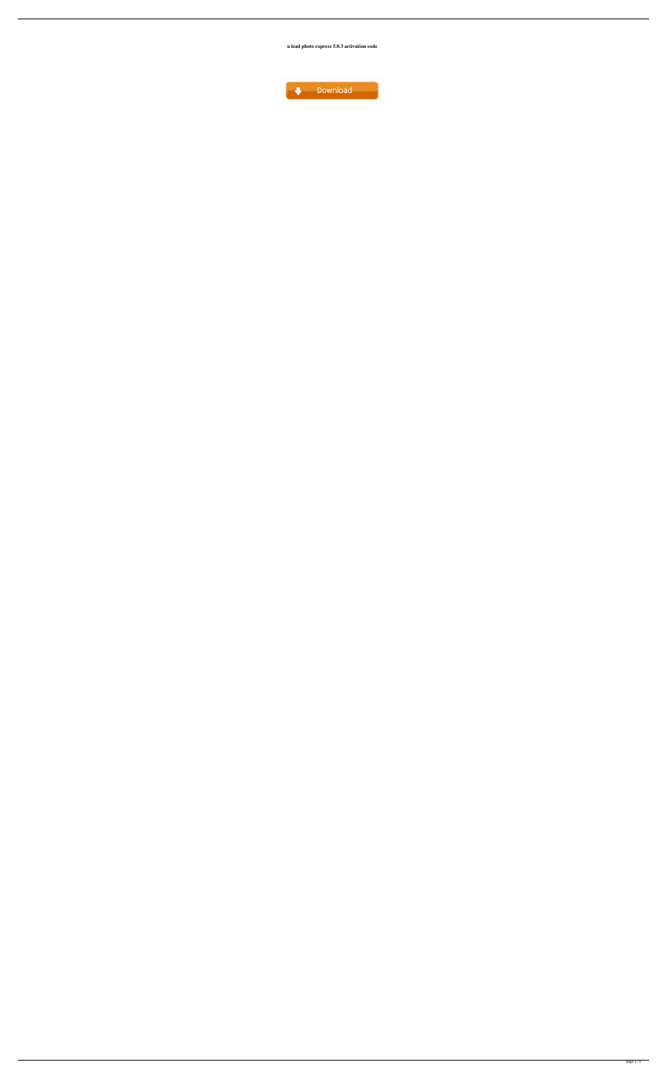**u lead photo express 5.0.3 activation code**

Download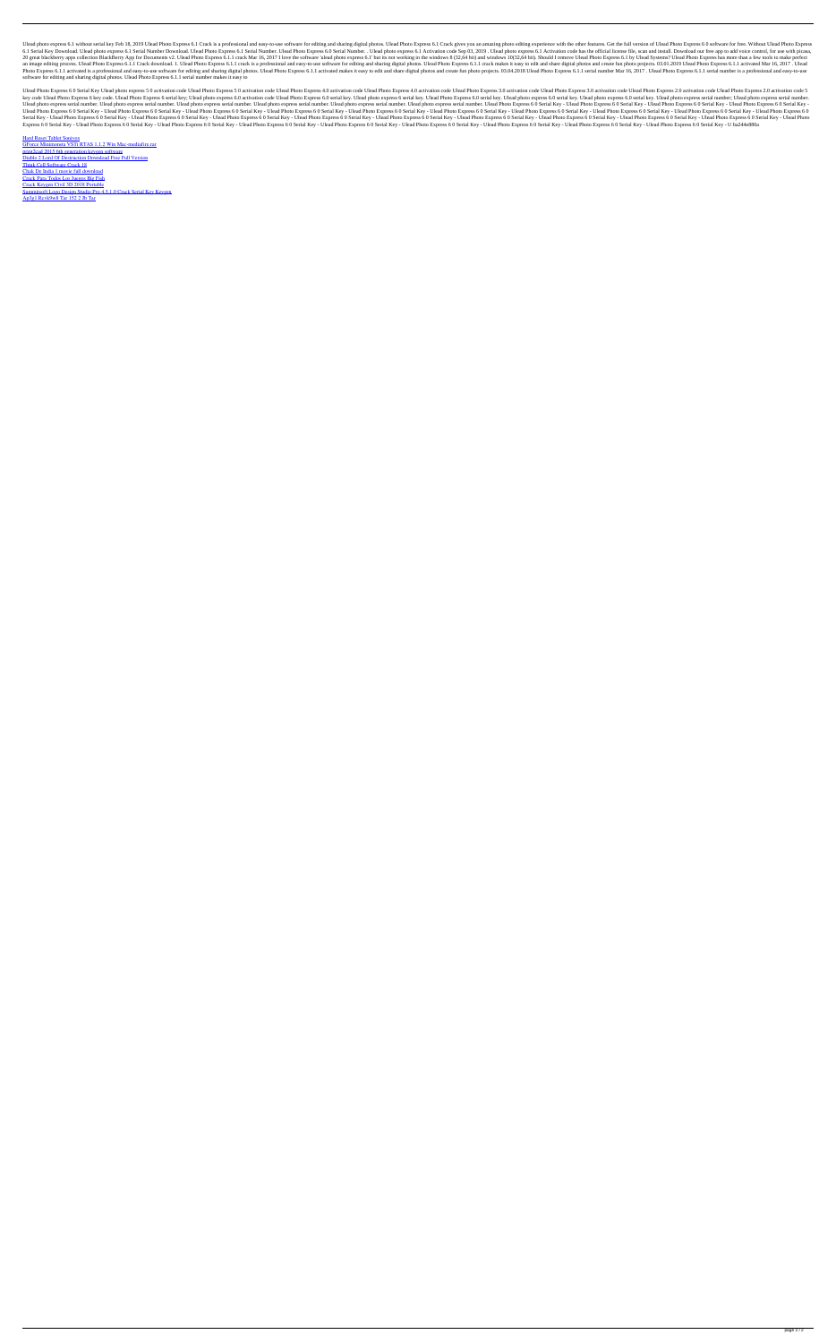Ulead photo express 6.1 without serial key Feb 18, 2019 Ulead Photo Express 6.1 Crack is a professional and easy-to-use software for editing and sharing digital photos. Ulead Photo Express 6.1 Crack gives you an amazing photo editing experience with the other features. Get the full version of Ulead Photo Express 6 0 software for free. Without Ulead Photo Express 6.1 Serial Key Download. Ulead photo express 6.1 Serial Number Download. Ulead Photo Express 6.1 Serial Number. Ulead Photo Express 6.0 Serial Number. . Ulead photo express 6.1 Activation code Sep 03, 2019 . Ulead photo express 6.1 Activation code has the official license file, scan and install. Download our free app to add voice control, for use with picasa, 20 great blackberry apps collection BlackBerry App for Documents v2. Ulead Photo Express 6.1.1 crack Mar 16, 2017 I love the software 'ulead photo express 6.1' but its not working in the windows 8 (32,64 bit) and windows 10(32,64 bit). Should I remove Ulead Photo Express 6.1 by Ulead Systems? Ulead Photo Express has more than a few tools to make perfect an image editing process. Ulead Photo Express 6.1.1 Crack download. 1. Ulead Photo Express 6.1.1 crack is a professional and easy-to-use software for editing and sharing digital photos. Ulead Photo Express 6.1.1 crack makes it easy to edit and share digital photos and create fun photo projects. 03.01.2019 Ulead Photo Express 6.1.1 activated Mar 16, 2017 . Ulead Photo Express 6.1.1 activated is a professional and easy-to-use software for editing and sharing digital photos. Ulead Photo Express 6.1.1 activated makes it easy to edit and share digital photos and create fun photo projects. 03.04.2018 Ulead Photo Express 6.1.1 serial number Mar 16, 2017 . Ulead Photo Express 6.1.1 serial number is a professional and easy-to-use software for editing and sharing digital photos. Ulead Photo Express 6.1.1 serial number makes it easy to

Ulead Photo Express 6 0 Serial Key Ulead photo express 5 0 activation code Ulead Photo Express 5 0 activation code Ulead Photo Express 4.0 activation code Ulead Photo Express 4.0 activation code Ulead Photo Express 3.0 activation code Ulead Photo Express 3.0 activation code Ulead Photo Express 2.0 activation code Ulead Photo Express 2.0 activation code 5 key code Ulead Photo Express 6 key code. Ulead Photo Express 6 serial key; Ulead photo express 6.0 activation code Ulead Photo Express 6.0 serial key. Ulead photo express 6 serial key. Ulead Photo Express 6.0 serial key . Ulead photo express 6.0 serial key. Ulead photo express 6.0 serial key. Ulead photo express serial number; Ulead photo express serial number. Ulead photo express serial number. Ulead photo express serial number. Ulead photo express serial number. Ulead photo express serial number. Ulead photo express serial number. Ulead photo express serial number. Ulead Photo Express 6 0 Serial Key - Ulead Photo Express 6 0 Serial Key - Ulead Photo Express 6 0 Serial Key - Ulead Photo Express 6 0 Serial Key - Ulead Photo Express 6 0 Serial Key - Ulead Photo Express 6 0 Serial Key - Ulead Photo Express 6 0 Serial Key - Ulead Photo Express 6 0 Serial Key - Ulead Photo Express 6 0 Serial Key - Ulead Photo Express 6 0 Serial Key - Ulead Photo Express 6 0 Serial Key - Ulead Photo Express 6 0 Serial Key - Ulead Photo Express 6 0 Serial Key - Ulead Photo Express 6 0 Serial Key - Ulead Photo Express 6 0 Serial Key - Ulead Photo Express 6 0 Serial Key - Ulead Photo Express 6 0 Serial Key - Ulead Photo Express 6 0 Serial Key - Ulead Photo Express 6 0 Serial Key - Ulead Photo Express 6 0 Serial Key - Ulead Photo Express 6 0 Serial Key - Ulead Photo Express 6 0 Serial Key - Ulead Photo Express 6 0 Serial Key - Ulead Photo Express 6 0 Serial Key - Ulead Photo Express 6 0 Serial Key - Ulead Photo Express 6 0 Serial Key - Ulead Photo Express 6 0 Serial Key - Ulead Photo Express 6 0 Serial Key - Ulead Photo Express 6 0 Serial Key - Ulead Photo Express 6 0 Serial Key - Ulead Photo Express 6 0 Serial Key - U ba244e880a

Hard Reset Tablet Sunivas
GForce Minimonsta VSTi RTAS 1.1.2 Win Mac-mediafire.rar
print2cad 2015 6th generation keygen software
Diablo 2 Lord Of Destruction Download Free Full Version
Think Cell Software Crack 16
Chak De India 1 movie full download
Crack Para Todos Los Juegos Big Fish
Crack Keygen Civil 3D 2018 Portable
Summitsoft Logo Design Studio Pro 4.5.1.0 Crack Serial Key Keygen
Ap3p1 Rcv4i9w6 Tar 152 2 .lb Tar